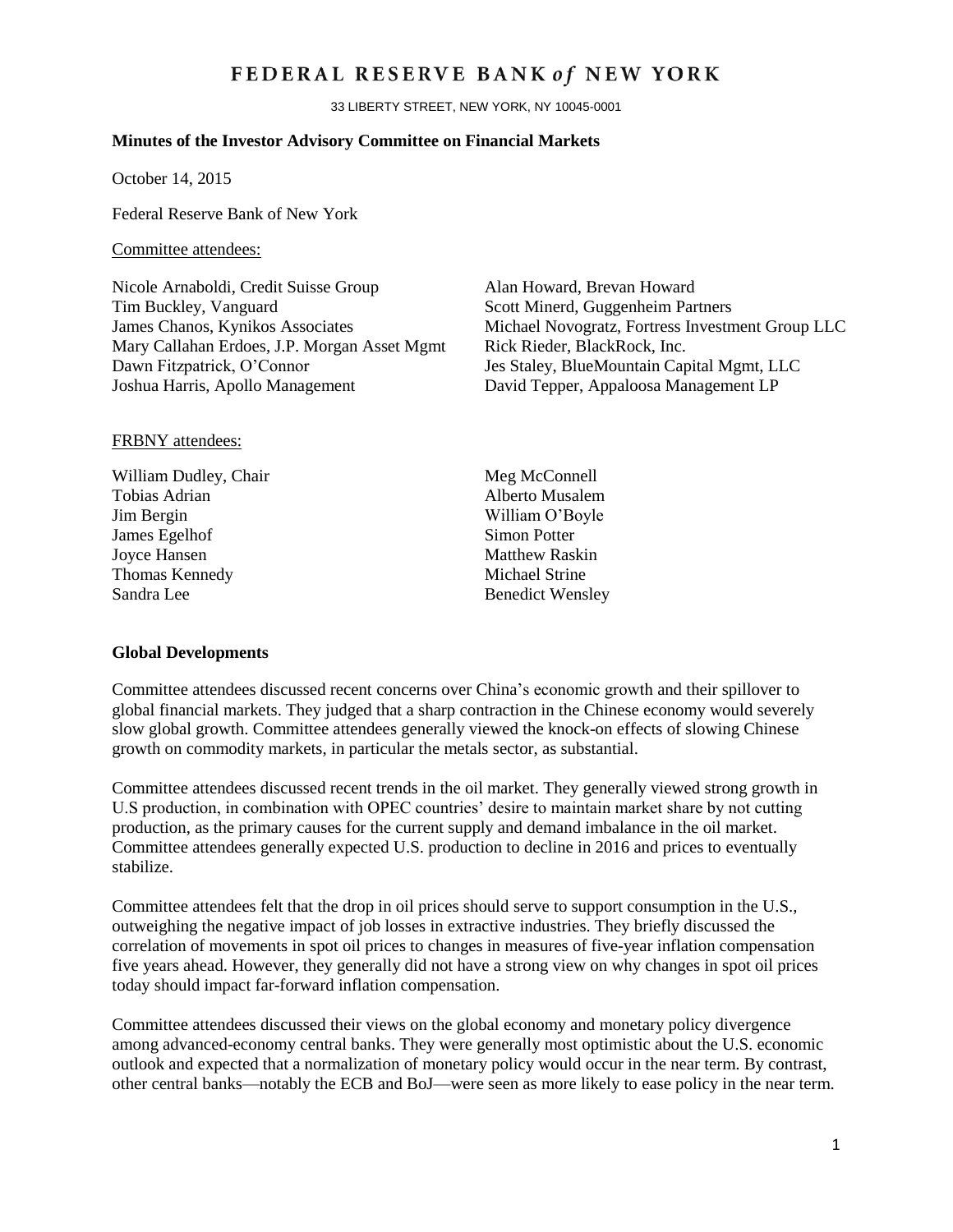# FEDERAL RESERVE BANK *of* NEW YORK

33 LIBERTY STREET, NEW YORK, NY 10045-0001

**Minutes of the Investor Advisory Committee on Financial Markets**

October 14, 2015

Federal Reserve Bank of New York

Committee attendees:

Nicole Arnaboldi, Credit Suisse Group
Tim Buckley, Vanguard
James Chanos, Kynikos Associates
Mary Callahan Erdoes, J.P. Morgan Asset Mgmt
Dawn Fitzpatrick, O'Connor
Joshua Harris, Apollo Management
Alan Howard, Brevan Howard
Scott Minerd, Guggenheim Partners
Michael Novogratz, Fortress Investment Group LLC
Rick Rieder, BlackRock, Inc.
Jes Staley, BlueMountain Capital Mgmt, LLC
David Tepper, Appaloosa Management LP

FRBNY attendees:

William Dudley, Chair
Tobias Adrian
Jim Bergin
James Egelhof
Joyce Hansen
Thomas Kennedy
Sandra Lee
Meg McConnell
Alberto Musalem
William O'Boyle
Simon Potter
Matthew Raskin
Michael Strine
Benedict Wensley

**Global Developments**

Committee attendees discussed recent concerns over China's economic growth and their spillover to global financial markets. They judged that a sharp contraction in the Chinese economy would severely slow global growth. Committee attendees generally viewed the knock-on effects of slowing Chinese growth on commodity markets, in particular the metals sector, as substantial.

Committee attendees discussed recent trends in the oil market. They generally viewed strong growth in U.S production, in combination with OPEC countries' desire to maintain market share by not cutting production, as the primary causes for the current supply and demand imbalance in the oil market. Committee attendees generally expected U.S. production to decline in 2016 and prices to eventually stabilize.

Committee attendees felt that the drop in oil prices should serve to support consumption in the U.S., outweighing the negative impact of job losses in extractive industries. They briefly discussed the correlation of movements in spot oil prices to changes in measures of five-year inflation compensation five years ahead. However, they generally did not have a strong view on why changes in spot oil prices today should impact far-forward inflation compensation.

Committee attendees discussed their views on the global economy and monetary policy divergence among advanced-economy central banks. They were generally most optimistic about the U.S. economic outlook and expected that a normalization of monetary policy would occur in the near term. By contrast, other central banks—notably the ECB and BoJ—were seen as more likely to ease policy in the near term.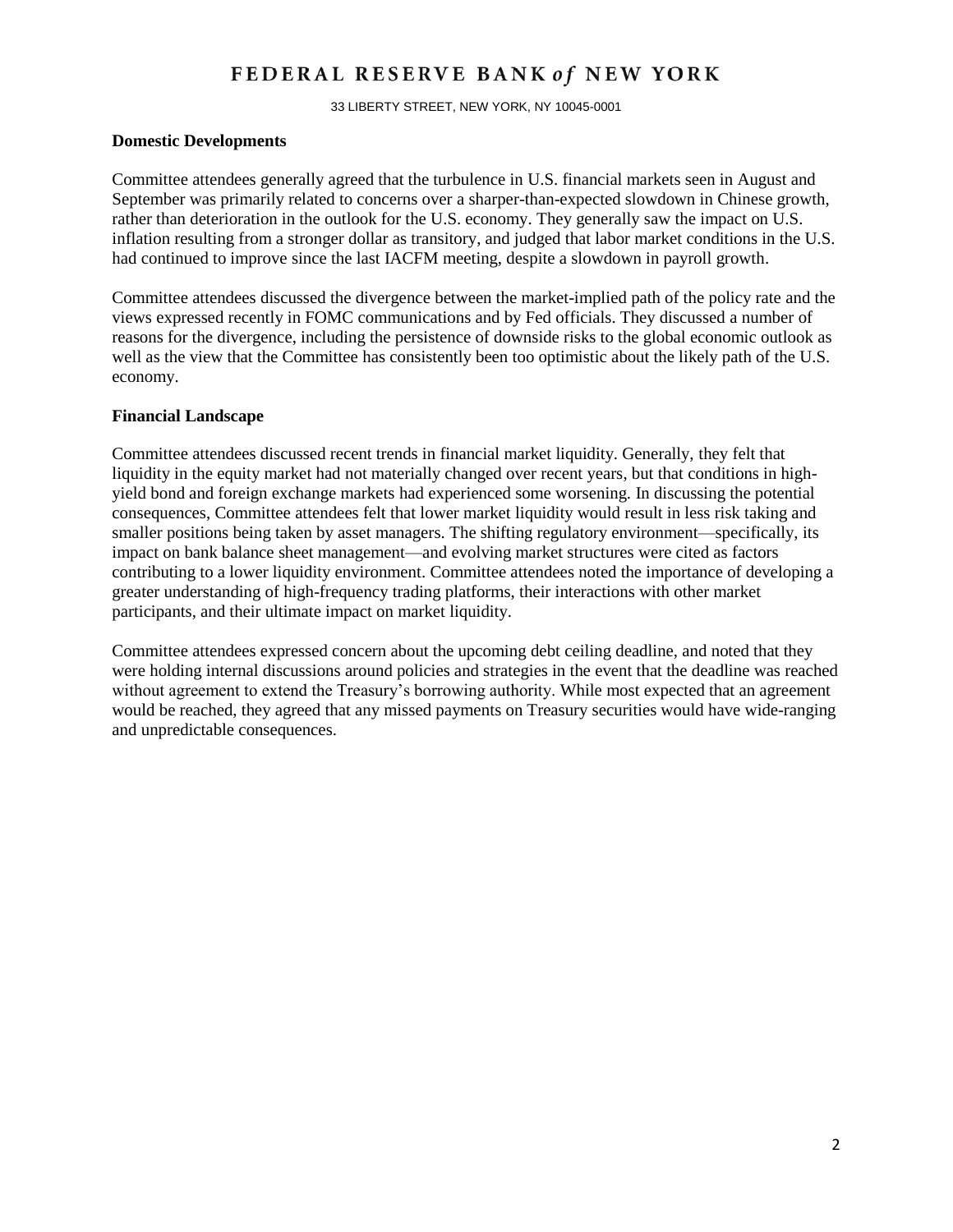**Domestic Developments**

Committee attendees generally agreed that the turbulence in U.S. financial markets seen in August and September was primarily related to concerns over a sharper-than-expected slowdown in Chinese growth, rather than deterioration in the outlook for the U.S. economy. They generally saw the impact on U.S. inflation resulting from a stronger dollar as transitory, and judged that labor market conditions in the U.S. had continued to improve since the last IACFM meeting, despite a slowdown in payroll growth.

Committee attendees discussed the divergence between the market-implied path of the policy rate and the views expressed recently in FOMC communications and by Fed officials. They discussed a number of reasons for the divergence, including the persistence of downside risks to the global economic outlook as well as the view that the Committee has consistently been too optimistic about the likely path of the U.S. economy.

**Financial Landscape**

Committee attendees discussed recent trends in financial market liquidity. Generally, they felt that liquidity in the equity market had not materially changed over recent years, but that conditions in high-yield bond and foreign exchange markets had experienced some worsening. In discussing the potential consequences, Committee attendees felt that lower market liquidity would result in less risk taking and smaller positions being taken by asset managers. The shifting regulatory environment—specifically, its impact on bank balance sheet management—and evolving market structures were cited as factors contributing to a lower liquidity environment. Committee attendees noted the importance of developing a greater understanding of high-frequency trading platforms, their interactions with other market participants, and their ultimate impact on market liquidity.

Committee attendees expressed concern about the upcoming debt ceiling deadline, and noted that they were holding internal discussions around policies and strategies in the event that the deadline was reached without agreement to extend the Treasury's borrowing authority. While most expected that an agreement would be reached, they agreed that any missed payments on Treasury securities would have wide-ranging and unpredictable consequences.